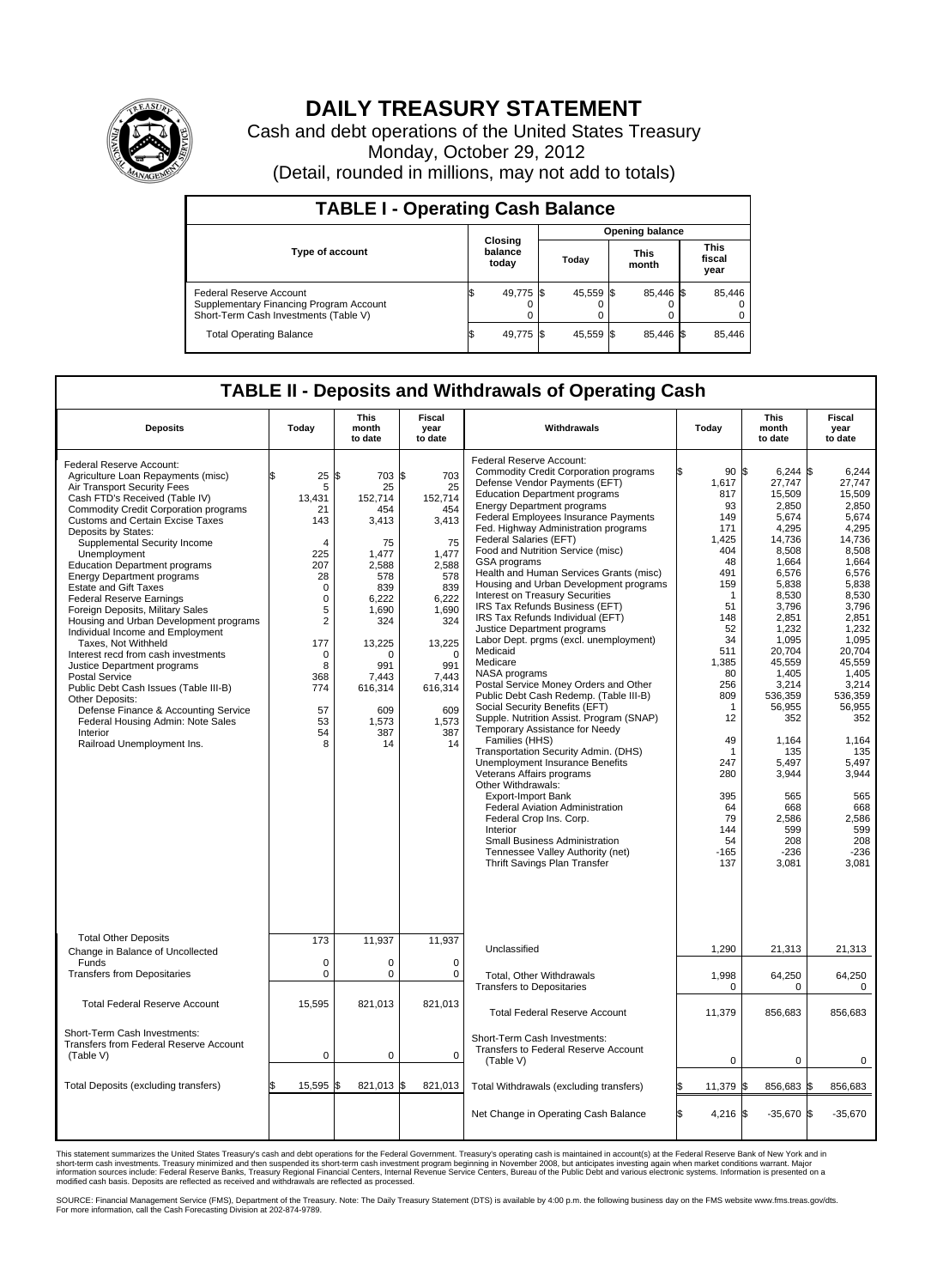# DAILY TREASURY STATEMENT

Cash and debt operations of the United States Treasury

Monday, October 29, 2012

(Detail, rounded in millions, may not add to totals)

## TABLE I - Operating Cash Balance

| Type of account | Closing balance today | Opening balance Today | Opening balance This month | Opening balance This fiscal year |
|---|---|---|---|---|
| Federal Reserve Account | $ 49,775 | $ 45,559 | $ 85,446 | $ 85,446 |
| Supplementary Financing Program Account | 0 | 0 | 0 | 0 |
| Short-Term Cash Investments (Table V) | 0 | 0 | 0 | 0 |
| Total Operating Balance | $ 49,775 | $ 45,559 | $ 85,446 | $ 85,446 |

## TABLE II - Deposits and Withdrawals of Operating Cash

| Deposits | Today | This month to date | Fiscal year to date | Withdrawals | Today | This month to date | Fiscal year to date |
|---|---|---|---|---|---|---|---|
| Federal Reserve Account: | | | | Federal Reserve Account: | | | |
| Agriculture Loan Repayments (misc) | $ 25 | $ 703 | $ 703 | Commodity Credit Corporation programs | $ 90 | $ 6,244 | $ 6,244 |
| Air Transport Security Fees | 5 | 25 | 25 | Defense Vendor Payments (EFT) | 1,617 | 27,747 | 27,747 |
| Cash FTD's Received (Table IV) | 13,431 | 152,714 | 152,714 | Education Department programs | 817 | 15,509 | 15,509 |
| Commodity Credit Corporation programs | 21 | 454 | 454 | Energy Department programs | 93 | 2,850 | 2,850 |
| Customs and Certain Excise Taxes | 143 | 3,413 | 3,413 | Federal Employees Insurance Payments | 149 | 5,674 | 5,674 |
| Deposits by States: | | | | Fed. Highway Administration programs | 171 | 4,295 | 4,295 |
| Supplemental Security Income | 4 | 75 | 75 | Federal Salaries (EFT) | 1,425 | 14,736 | 14,736 |
| Unemployment | 225 | 1,477 | 1,477 | Food and Nutrition Service (misc) | 404 | 8,508 | 8,508 |
| Education Department programs | 207 | 2,588 | 2,588 | GSA programs | 48 | 1,664 | 1,664 |
| Energy Department programs | 28 | 578 | 578 | Health and Human Services Grants (misc) | 491 | 6,576 | 6,576 |
| Estate and Gift Taxes | 0 | 839 | 839 | Housing and Urban Development programs | 159 | 5,838 | 5,838 |
| Federal Reserve Earnings | 0 | 6,222 | 6,222 | Interest on Treasury Securities | 1 | 8,530 | 8,530 |
| Foreign Deposits, Military Sales | 5 | 1,690 | 1,690 | IRS Tax Refunds Business (EFT) | 51 | 3,796 | 3,796 |
| Housing and Urban Development programs | 2 | 324 | 324 | IRS Tax Refunds Individual (EFT) | 148 | 2,851 | 2,851 |
| Individual Income and Employment | | | | Justice Department programs | 52 | 1,232 | 1,232 |
| Taxes, Not Withheld | 177 | 13,225 | 13,225 | Labor Dept. prgms (excl. unemployment) | 34 | 1,095 | 1,095 |
| Interest recd from cash investments | 0 | 0 | 0 | Medicaid | 511 | 20,704 | 20,704 |
| Justice Department programs | 8 | 991 | 991 | Medicare | 1,385 | 45,559 | 45,559 |
| Postal Service | 368 | 7,443 | 7,443 | NASA programs | 80 | 1,405 | 1,405 |
| Public Debt Cash Issues (Table III-B) | 774 | 616,314 | 616,314 | Postal Service Money Orders and Other | 256 | 3,214 | 3,214 |
| Other Deposits: | | | | Public Debt Cash Redemp. (Table III-B) | 809 | 536,359 | 536,359 |
| Defense Finance & Accounting Service | 57 | 609 | 609 | Social Security Benefits (EFT) | 1 | 56,955 | 56,955 |
| Federal Housing Admin: Note Sales | 53 | 1,573 | 1,573 | Supple. Nutrition Assist. Program (SNAP) | 12 | 352 | 352 |
| Interior | 54 | 387 | 387 | Temporary Assistance for Needy | | | |
| Railroad Unemployment Ins. | 8 | 14 | 14 | Families (HHS) | 49 | 1,164 | 1,164 |
| | | | | Transportation Security Admin. (DHS) | 1 | 135 | 135 |
| | | | | Unemployment Insurance Benefits | 247 | 5,497 | 5,497 |
| | | | | Veterans Affairs programs | 280 | 3,944 | 3,944 |
| | | | | Other Withdrawals: | | | |
| | | | | Export-Import Bank | 395 | 565 | 565 |
| | | | | Federal Aviation Administration | 64 | 668 | 668 |
| | | | | Federal Crop Ins. Corp. | 79 | 2,586 | 2,586 |
| | | | | Interior | 144 | 599 | 599 |
| | | | | Small Business Administration | 54 | 208 | 208 |
| | | | | Tennessee Valley Authority (net) | -165 | -236 | -236 |
| | | | | Thrift Savings Plan Transfer | 137 | 3,081 | 3,081 |
| Total Other Deposits | 173 | 11,937 | 11,937 | Unclassified | 1,290 | 21,313 | 21,313 |
| Change in Balance of Uncollected Funds | 0 | 0 | 0 | | | | |
| Transfers from Depositaries | 0 | 0 | 0 | Total, Other Withdrawals | 1,998 | 64,250 | 64,250 |
| | | | | Transfers to Depositaries | 0 | 0 | 0 |
| Total Federal Reserve Account | 15,595 | 821,013 | 821,013 | Total Federal Reserve Account | 11,379 | 856,683 | 856,683 |
| Short-Term Cash Investments: | | | | Short-Term Cash Investments: | | | |
| Transfers from Federal Reserve Account (Table V) | 0 | 0 | 0 | Transfers to Federal Reserve Account (Table V) | 0 | 0 | 0 |
| Total Deposits (excluding transfers) | $ 15,595 | $ 821,013 | $ 821,013 | Total Withdrawals (excluding transfers) | $ 11,379 | $ 856,683 | $ 856,683 |
| | | | | Net Change in Operating Cash Balance | $ 4,216 | $ -35,670 | $ -35,670 |

This statement summarizes the United States Treasury's cash and debt operations for the Federal Government. Treasury's operating cash is maintained in account(s) at the Federal Reserve Bank of New York and in short-term cash investments. Treasury minimized and then suspended its short-term cash investment program beginning in November 2008, but anticipates investing again when market conditions warrant. Major information sources include: Federal Reserve Banks, Treasury Regional Financial Centers, Internal Revenue Service Centers, Bureau of the Public Debt and various electronic systems. Information is presented on a modified cash basis. Deposits are reflected as received and withdrawals are reflected as processed.

SOURCE: Financial Management Service (FMS), Department of the Treasury. Note: The Daily Treasury Statement (DTS) is available by 4:00 p.m. the following business day on the FMS website www.fms.treas.gov/dts. For more information, call the Cash Forecasting Division at 202-874-9789.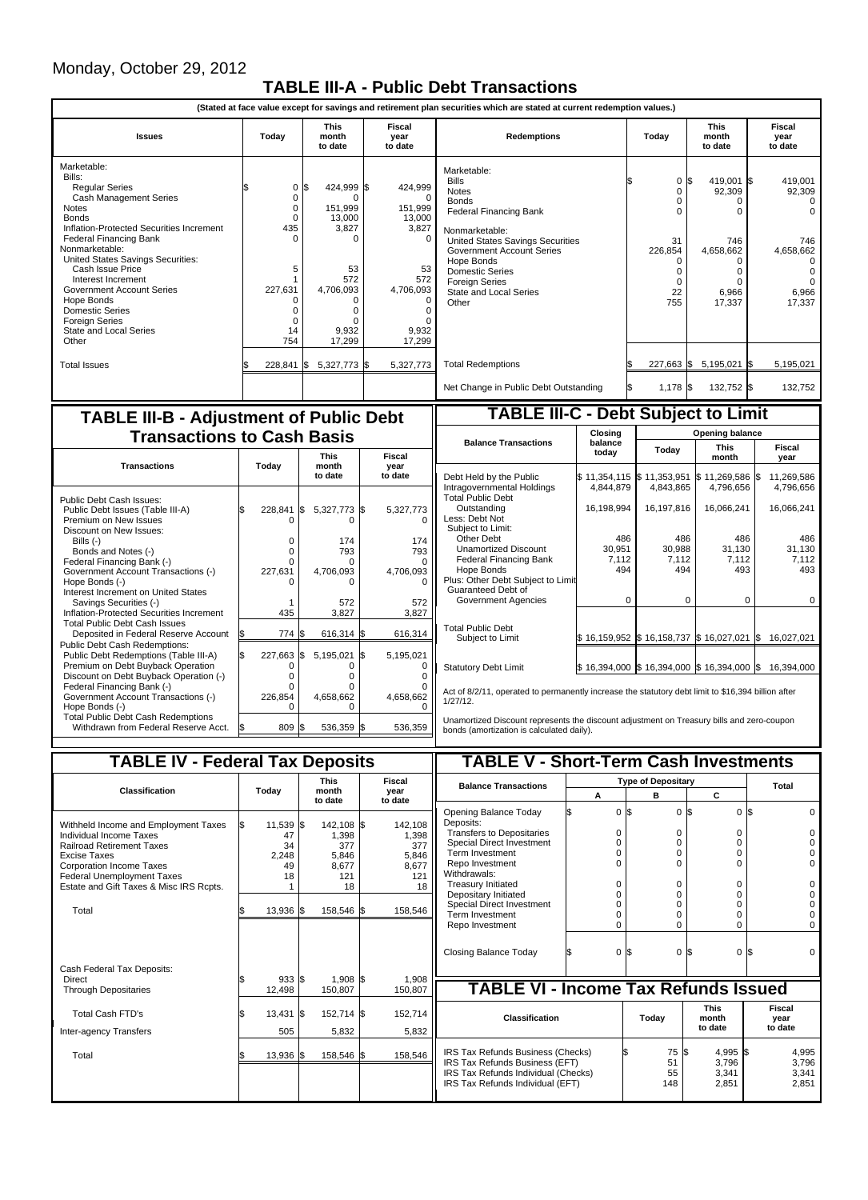Monday, October 29, 2012

# TABLE III-A - Public Debt Transactions

(Stated at face value except for savings and retirement plan securities which are stated at current redemption values.)

| Issues | Today | This month to date | Fiscal year to date | Redemptions | Today | This month to date | Fiscal year to date |
|---|---|---|---|---|---|---|---|
| Marketable: | | | | Marketable: | | | |
| Bills: | | | | Bills | $ 0 | $ 419,001 | $ 419,001 |
| Regular Series | $ 0 | $ 424,999 | $ 424,999 | Notes | 0 | 92,309 | 92,309 |
| Cash Management Series | 0 | 0 | 0 | Bonds | 0 | 0 | 0 |
| Notes | 0 | 151,999 | 151,999 | Federal Financing Bank | 0 | 0 | 0 |
| Bonds | 0 | 13,000 | 13,000 | Nonmarketable: | | | |
| Inflation-Protected Securities Increment | 435 | 3,827 | 3,827 | United States Savings Securities | 31 | 746 | 746 |
| Federal Financing Bank | 0 | 0 | 0 | Government Account Series | 226,854 | 4,658,662 | 4,658,662 |
| Nonmarketable: | | | | Hope Bonds | 0 | 0 | 0 |
| United States Savings Securities: | | | | Domestic Series | 0 | 0 | 0 |
| Cash Issue Price | 5 | 53 | 53 | Foreign Series | 0 | 0 | 0 |
| Interest Increment | 1 | 572 | 572 | State and Local Series | 22 | 6,966 | 6,966 |
| Government Account Series | 227,631 | 4,706,093 | 4,706,093 | Other | 755 | 17,337 | 17,337 |
| Hope Bonds | 0 | 0 | 0 | | | | |
| Domestic Series | 0 | 0 | 0 | | | | |
| Foreign Series | 0 | 0 | 0 | | | | |
| State and Local Series | 14 | 9,932 | 9,932 | | | | |
| Other | 754 | 17,299 | 17,299 | | | | |
| Total Issues | $ 228,841 | $ 5,327,773 | $ 5,327,773 | Total Redemptions | $ 227,663 | $ 5,195,021 | $ 5,195,021 |
| | | | | Net Change in Public Debt Outstanding | $ 1,178 | $ 132,752 | $ 132,752 |

# TABLE III-B - Adjustment of Public Debt Transactions to Cash Basis

| Transactions | Today | This month to date | Fiscal year to date |
|---|---|---|---|
| Public Debt Cash Issues: | | | |
| Public Debt Issues (Table III-A) | $ 228,841 | $ 5,327,773 | $ 5,327,773 |
| Premium on New Issues | 0 | 0 | 0 |
| Discount on New Issues: | | | |
| Bills (-) | 0 | 174 | 174 |
| Bonds and Notes (-) | 0 | 793 | 793 |
| Federal Financing Bank (-) | 0 | 0 | 0 |
| Government Account Transactions (-) | 227,631 | 4,706,093 | 4,706,093 |
| Hope Bonds (-) | 0 | 0 | 0 |
| Interest Increment on United States Savings Securities (-) | 1 | 572 | 572 |
| Inflation-Protected Securities Increment | 435 | 3,827 | 3,827 |
| Total Public Debt Cash Issues Deposited in Federal Reserve Account | $ 774 | $ 616,314 | $ 616,314 |
| Public Debt Cash Redemptions: | | | |
| Public Debt Redemptions (Table III-A) | $ 227,663 | $ 5,195,021 | $ 5,195,021 |
| Premium on Debt Buyback Operation | 0 | 0 | 0 |
| Discount on Debt Buyback Operation (-) | 0 | 0 | 0 |
| Federal Financing Bank (-) | 0 | 0 | 0 |
| Government Account Transactions (-) | 226,854 | 4,658,662 | 4,658,662 |
| Hope Bonds (-) | 0 | 0 | 0 |
| Total Public Debt Cash Redemptions Withdrawn from Federal Reserve Acct. | $ 809 | $ 536,359 | $ 536,359 |

# TABLE III-C - Debt Subject to Limit

| Balance Transactions | Closing balance today | Opening balance Today | Opening balance This month | Opening balance Fiscal year |
|---|---|---|---|---|
| Debt Held by the Public | $ 11,354,115 | $ 11,353,951 | $ 11,269,586 | $ 11,269,586 |
| Intragovernmental Holdings | 4,844,879 | 4,843,865 | 4,796,656 | 4,796,656 |
| Total Public Debt Outstanding | 16,198,994 | 16,197,816 | 16,066,241 | 16,066,241 |
| Less: Debt Not Subject to Limit: | | | | |
| Other Debt | 486 | 486 | 486 | 486 |
| Unamortized Discount | 30,951 | 30,988 | 31,130 | 31,130 |
| Federal Financing Bank | 7,112 | 7,112 | 7,112 | 7,112 |
| Hope Bonds | 494 | 494 | 493 | 493 |
| Plus: Other Debt Subject to Limit | | | | |
| Guaranteed Debt of Government Agencies | 0 | 0 | 0 | 0 |
| Total Public Debt Subject to Limit | $ 16,159,952 | $ 16,158,737 | $ 16,027,021 | $ 16,027,021 |
| Statutory Debt Limit | $ 16,394,000 | $ 16,394,000 | $ 16,394,000 | $ 16,394,000 |

Act of 8/2/11, operated to permanently increase the statutory debt limit to $16,394 billion after 1/27/12.

Unamortized Discount represents the discount adjustment on Treasury bills and zero-coupon bonds (amortization is calculated daily).

# TABLE IV - Federal Tax Deposits

| Classification | Today | This month to date | Fiscal year to date |
|---|---|---|---|
| Withheld Income and Employment Taxes | $ 11,539 | $ 142,108 | $ 142,108 |
| Individual Income Taxes | 47 | 1,398 | 1,398 |
| Railroad Retirement Taxes | 34 | 377 | 377 |
| Excise Taxes | 2,248 | 5,846 | 5,846 |
| Corporation Income Taxes | 49 | 8,677 | 8,677 |
| Federal Unemployment Taxes | 18 | 121 | 121 |
| Estate and Gift Taxes & Misc IRS Rcpts. | 1 | 18 | 18 |
| Total | $ 13,936 | $ 158,546 | $ 158,546 |
| Cash Federal Tax Deposits: | | | |
| Direct | $ 933 | $ 1,908 | $ 1,908 |
| Through Depositaries | 12,498 | 150,807 | 150,807 |
| Total Cash FTD's | $ 13,431 | $ 152,714 | $ 152,714 |
| Inter-agency Transfers | 505 | 5,832 | 5,832 |
| Total | $ 13,936 | $ 158,546 | $ 158,546 |

# TABLE V - Short-Term Cash Investments

| Balance Transactions | Type of Depositary A | B | C | Total |
|---|---|---|---|---|
| Opening Balance Today | $ 0 | $ 0 | $ 0 | $ 0 |
| Deposits: | | | | |
| Transfers to Depositaries | 0 | 0 | 0 | 0 |
| Special Direct Investment | 0 | 0 | 0 | 0 |
| Term Investment | 0 | 0 | 0 | 0 |
| Repo Investment | 0 | 0 | 0 | 0 |
| Withdrawals: | | | | |
| Treasury Initiated | 0 | 0 | 0 | 0 |
| Depositary Initiated | 0 | 0 | 0 | 0 |
| Special Direct Investment | 0 | 0 | 0 | 0 |
| Term Investment | 0 | 0 | 0 | 0 |
| Repo Investment | 0 | 0 | 0 | 0 |
| Closing Balance Today | $ 0 | $ 0 | $ 0 | $ 0 |

# TABLE VI - Income Tax Refunds Issued

| Classification | Today | This month to date | Fiscal year to date |
|---|---|---|---|
| IRS Tax Refunds Business (Checks) | $ 75 | $ 4,995 | $ 4,995 |
| IRS Tax Refunds Business (EFT) | 51 | 3,796 | 3,796 |
| IRS Tax Refunds Individual (Checks) | 55 | 3,341 | 3,341 |
| IRS Tax Refunds Individual (EFT) | 148 | 2,851 | 2,851 |